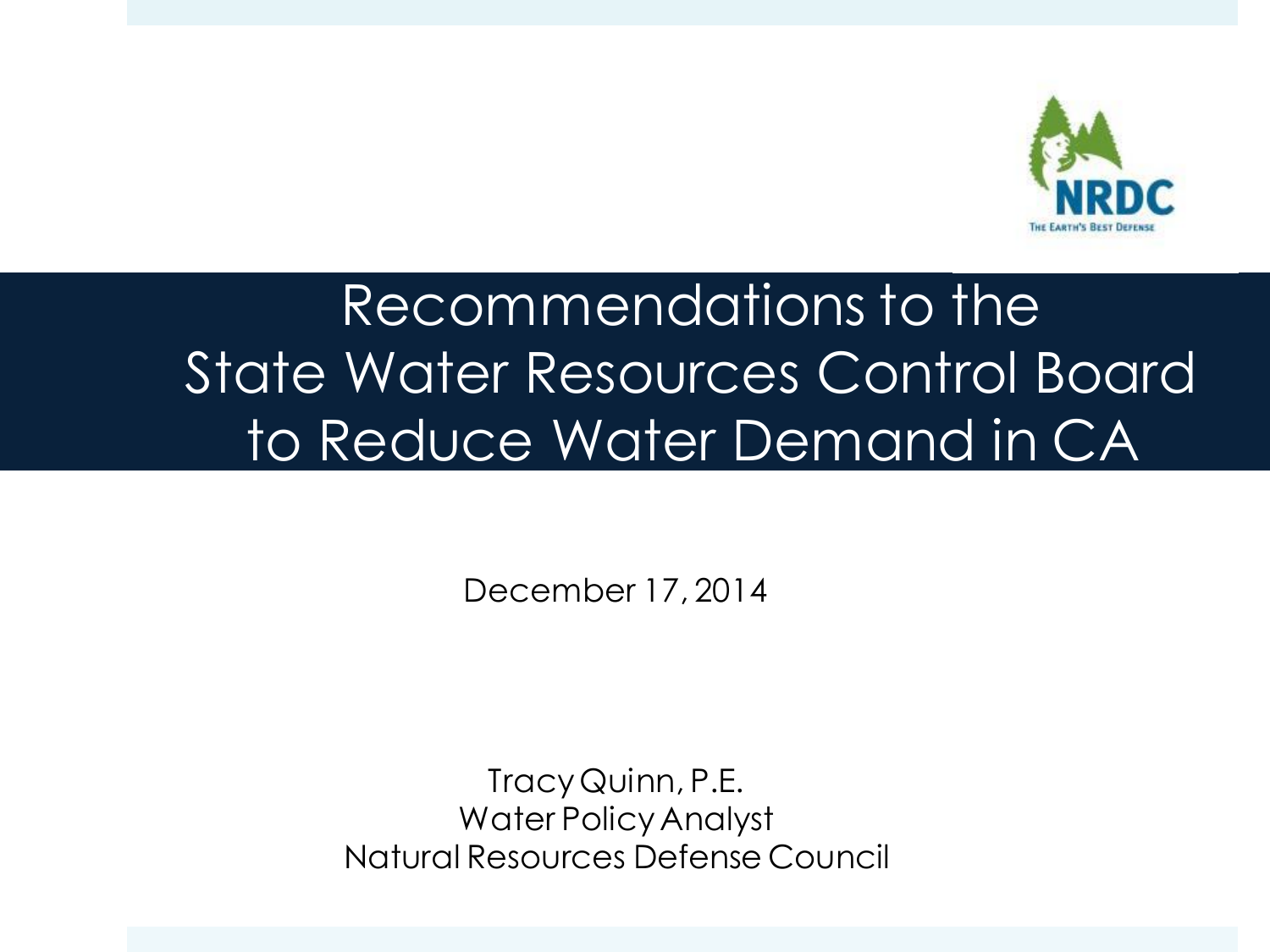# Recommendations to the State Water Resources Control Board to Reduce Water Demand in CA

December 17, 2014

Tracy Quinn, P.E.
Water Policy Analyst
Natural Resources Defense Council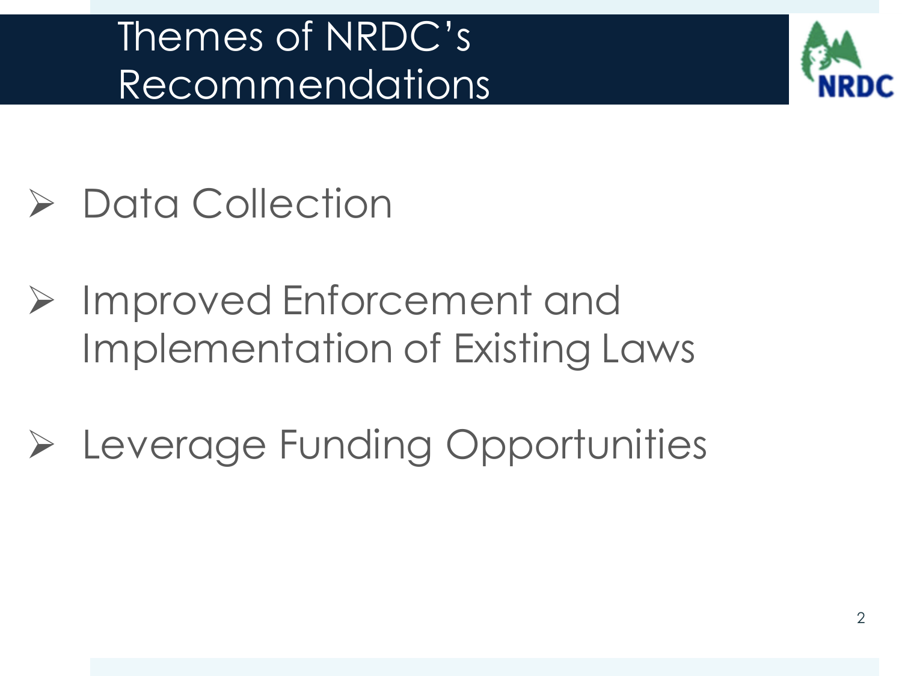# Themes of NRDC's Recommendations

- Data Collection
- Improved Enforcement and Implementation of Existing Laws
- Leverage Funding Opportunities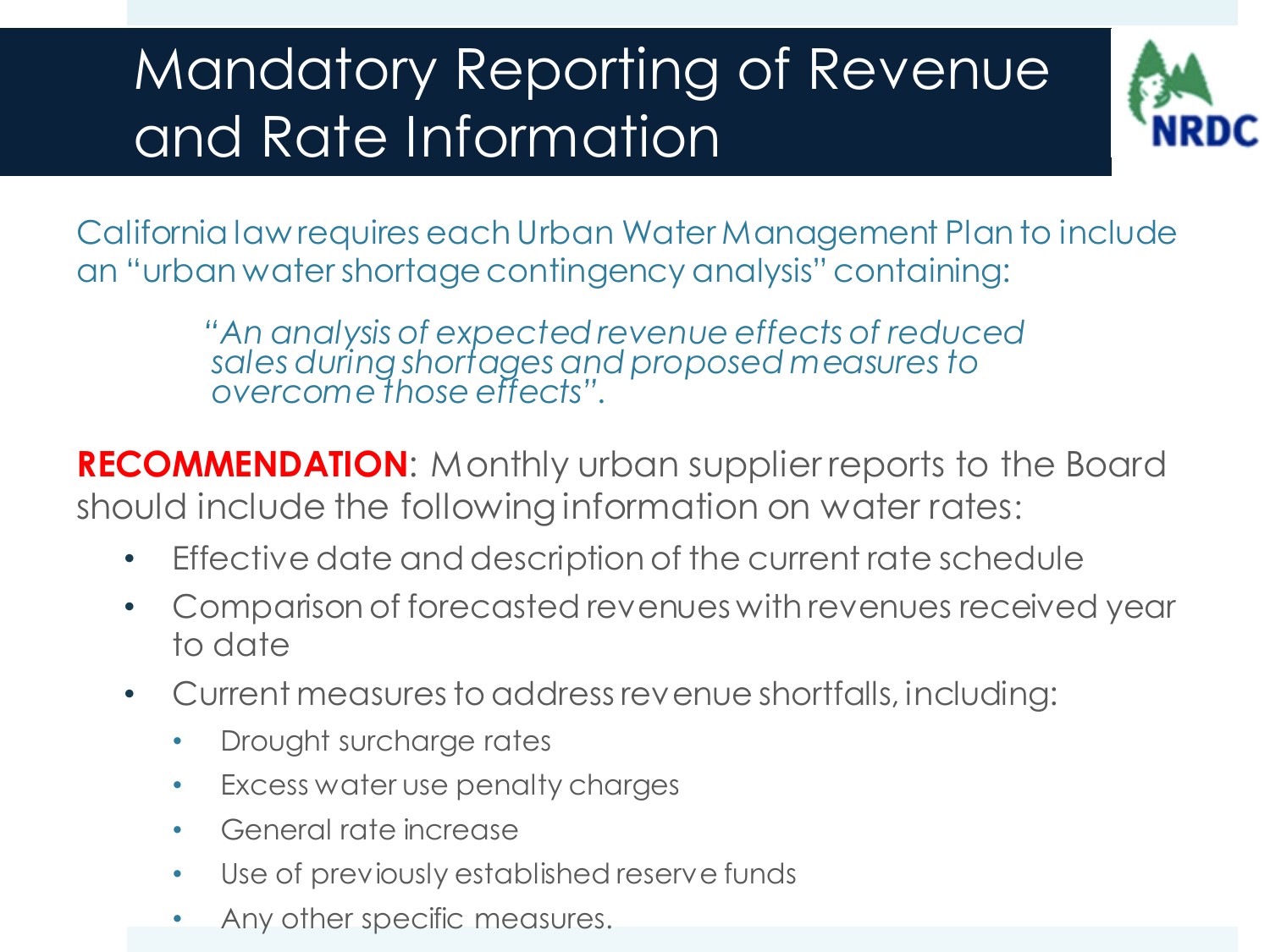# Mandatory Reporting of Revenue and Rate Information

California law requires each Urban Water Management Plan to include an "urban water shortage contingency analysis" containing:

> *"An analysis of expected revenue effects of reduced sales during shortages and proposed measures to overcome those effects".*

**RECOMMENDATION**: Monthly urban supplier reports to the Board should include the following information on water rates:

- Effective date and description of the current rate schedule
- Comparison of forecasted revenues with revenues received year to date
- Current measures to address revenue shortfalls, including:
  - Drought surcharge rates
  - Excess water use penalty charges
  - General rate increase
  - Use of previously established reserve funds
  - Any other specific measures.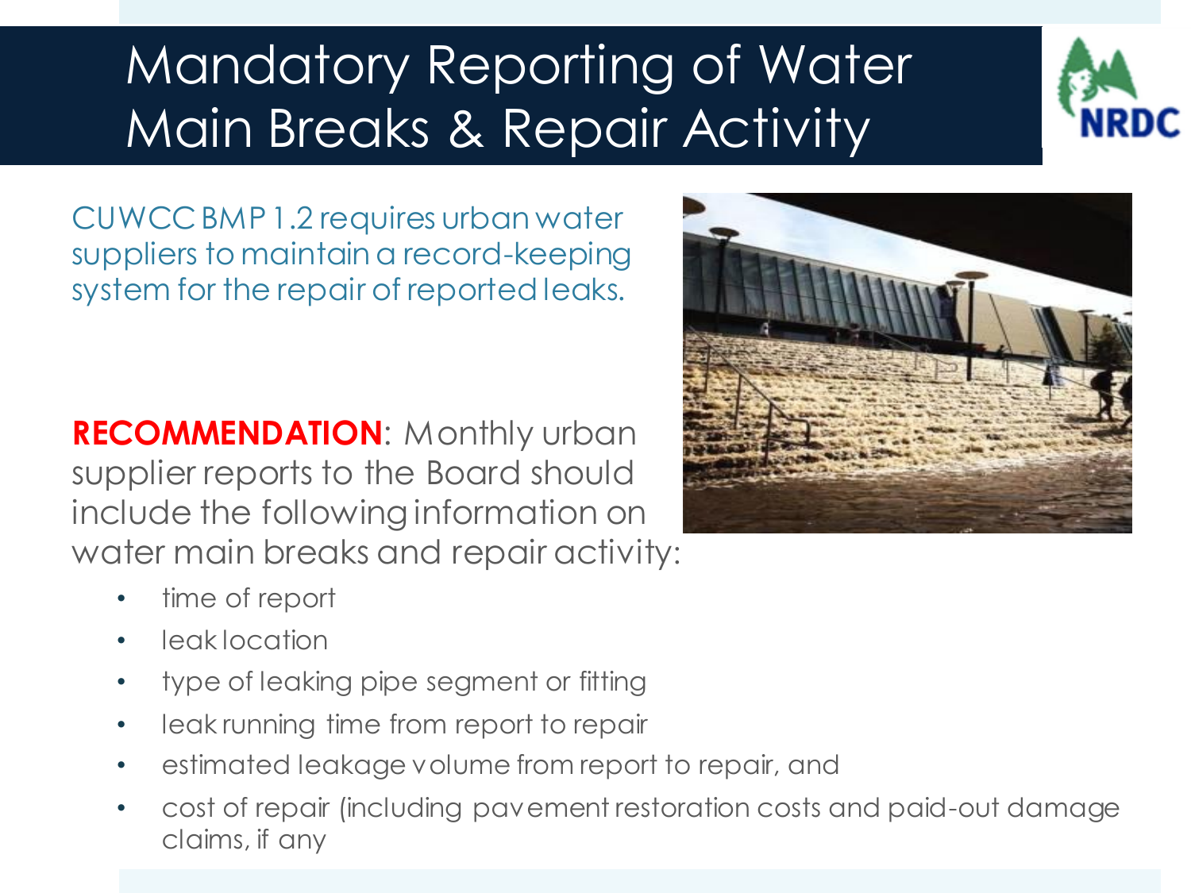# Mandatory Reporting of Water Main Breaks & Repair Activity

CUWCC BMP 1.2 requires urban water suppliers to maintain a record-keeping system for the repair of reported leaks.

**RECOMMENDATION**: Monthly urban supplier reports to the Board should include the following information on water main breaks and repair activity:

- time of report
- leak location
- type of leaking pipe segment or fitting
- leak running time from report to repair
- estimated leakage volume from report to repair, and
- cost of repair (including pavement restoration costs and paid-out damage claims, if any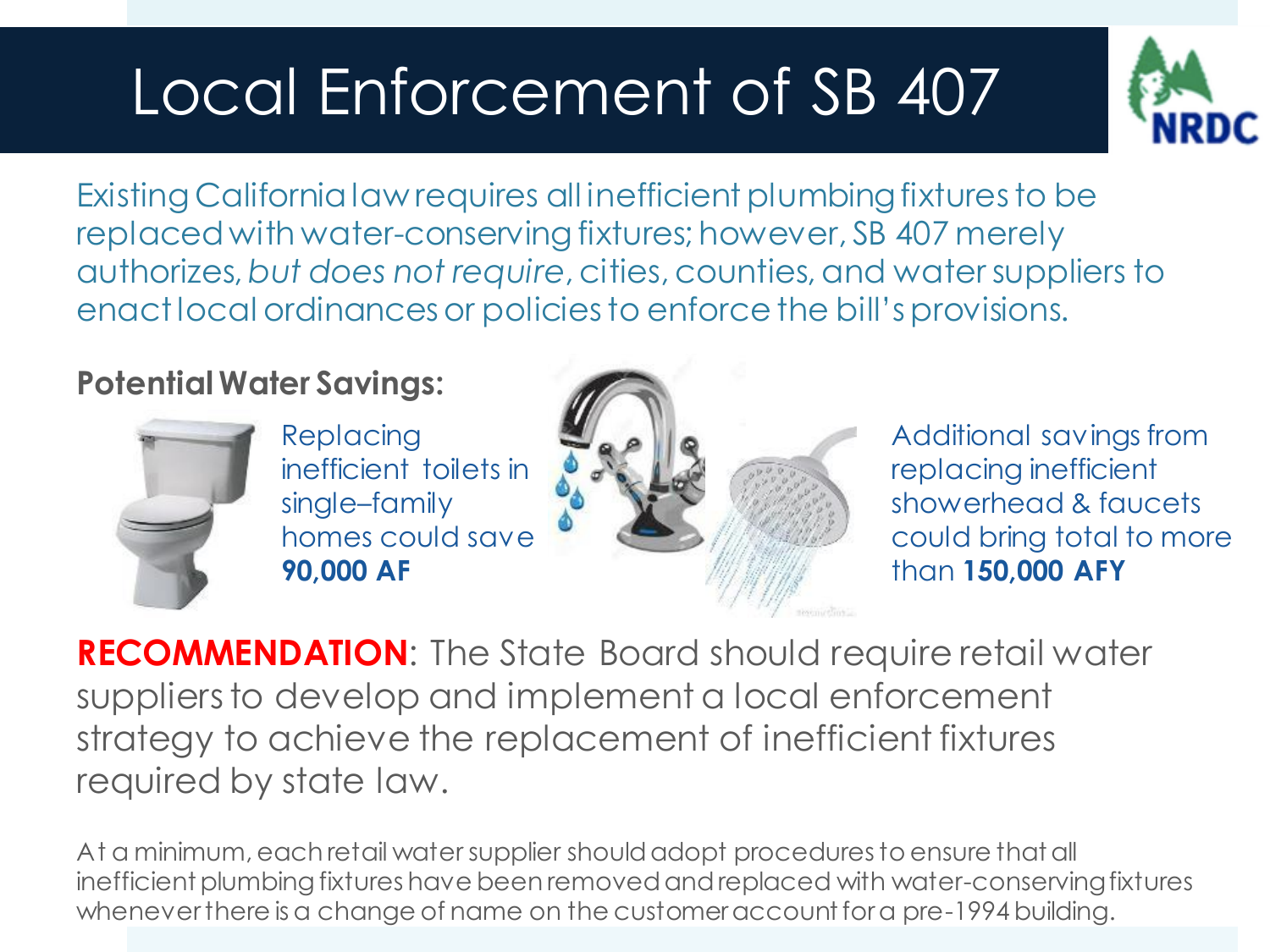# Local Enforcement of SB 407

Existing California law requires all inefficient plumbing fixtures to be replaced with water-conserving fixtures; however, SB 407 merely authorizes, *but does not require*, cities, counties, and water suppliers to enact local ordinances or policies to enforce the bill's provisions.

**Potential Water Savings:**

Replacing inefficient toilets in single–family homes could save **90,000 AF**

Additional savings from replacing inefficient showerhead & faucets could bring total to more than **150,000 AFY**

**RECOMMENDATION**: The State Board should require retail water suppliers to develop and implement a local enforcement strategy to achieve the replacement of inefficient fixtures required by state law.

At a minimum, each retail water supplier should adopt procedures to ensure that all inefficient plumbing fixtures have been removed and replaced with water-conserving fixtures whenever there is a change of name on the customer account for a pre-1994 building.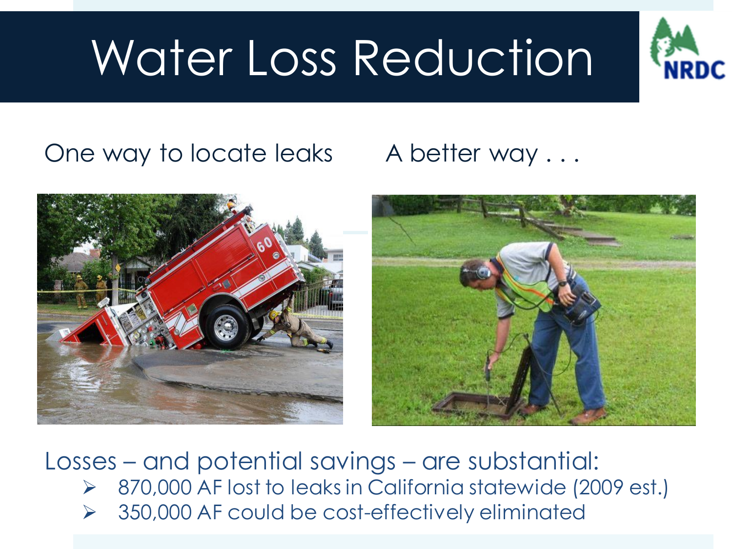# Water Loss Reduction

One way to locate leaks

A better way . . .

Losses – and potential savings – are substantial:

- 870,000 AF lost to leaks in California statewide (2009 est.)
- 350,000 AF could be cost-effectively eliminated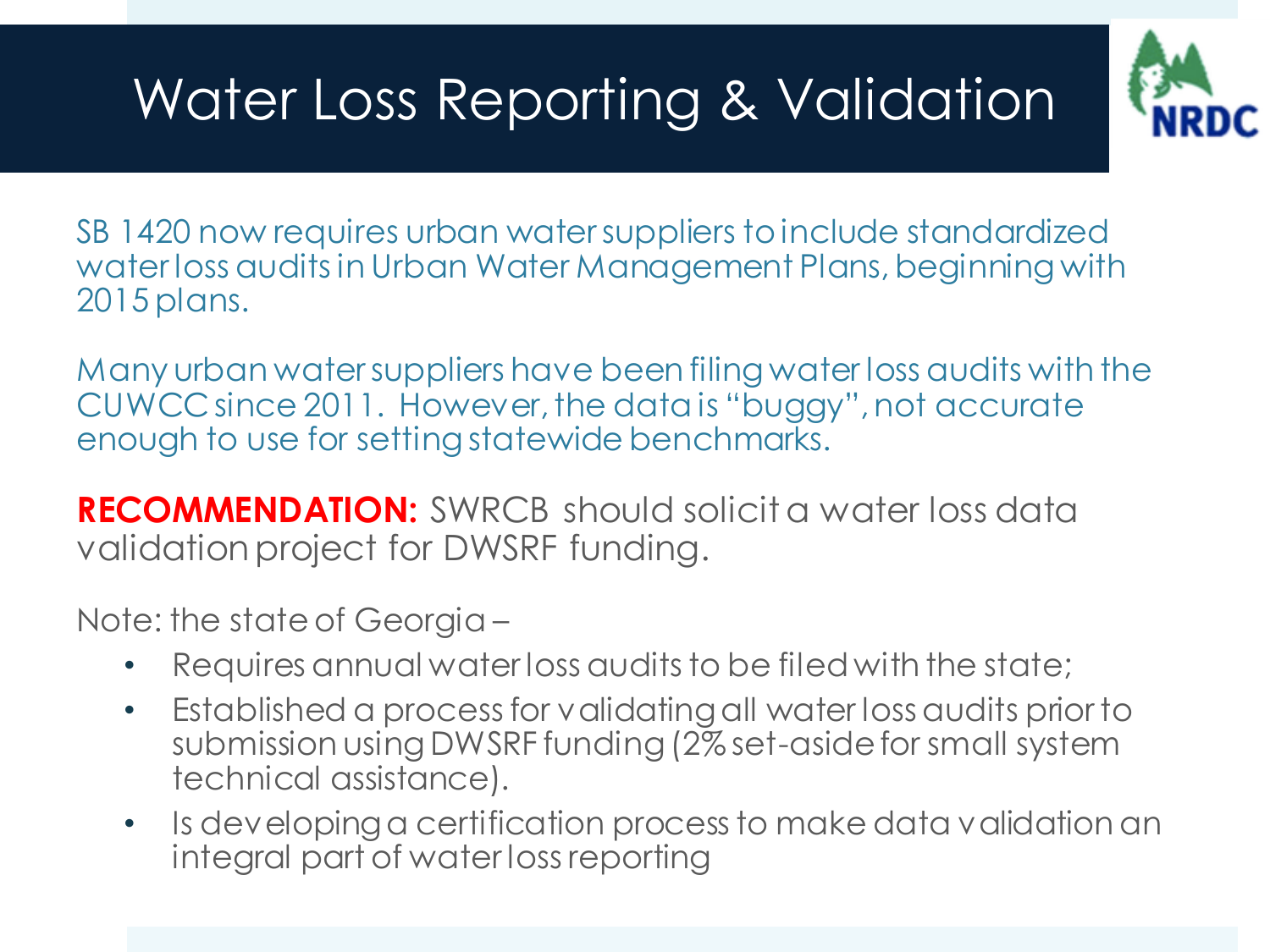# Water Loss Reporting & Validation

SB 1420 now requires urban water suppliers to include standardized water loss audits in Urban Water Management Plans, beginning with 2015 plans.

Many urban water suppliers have been filing water loss audits with the CUWCC since 2011. However, the data is "buggy", not accurate enough to use for setting statewide benchmarks.

**RECOMMENDATION:** SWRCB should solicit a water loss data validation project for DWSRF funding.

Note: the state of Georgia –

- Requires annual water loss audits to be filed with the state;
- Established a process for validating all water loss audits prior to submission using DWSRF funding (2% set-aside for small system technical assistance).
- Is developing a certification process to make data validation an integral part of water loss reporting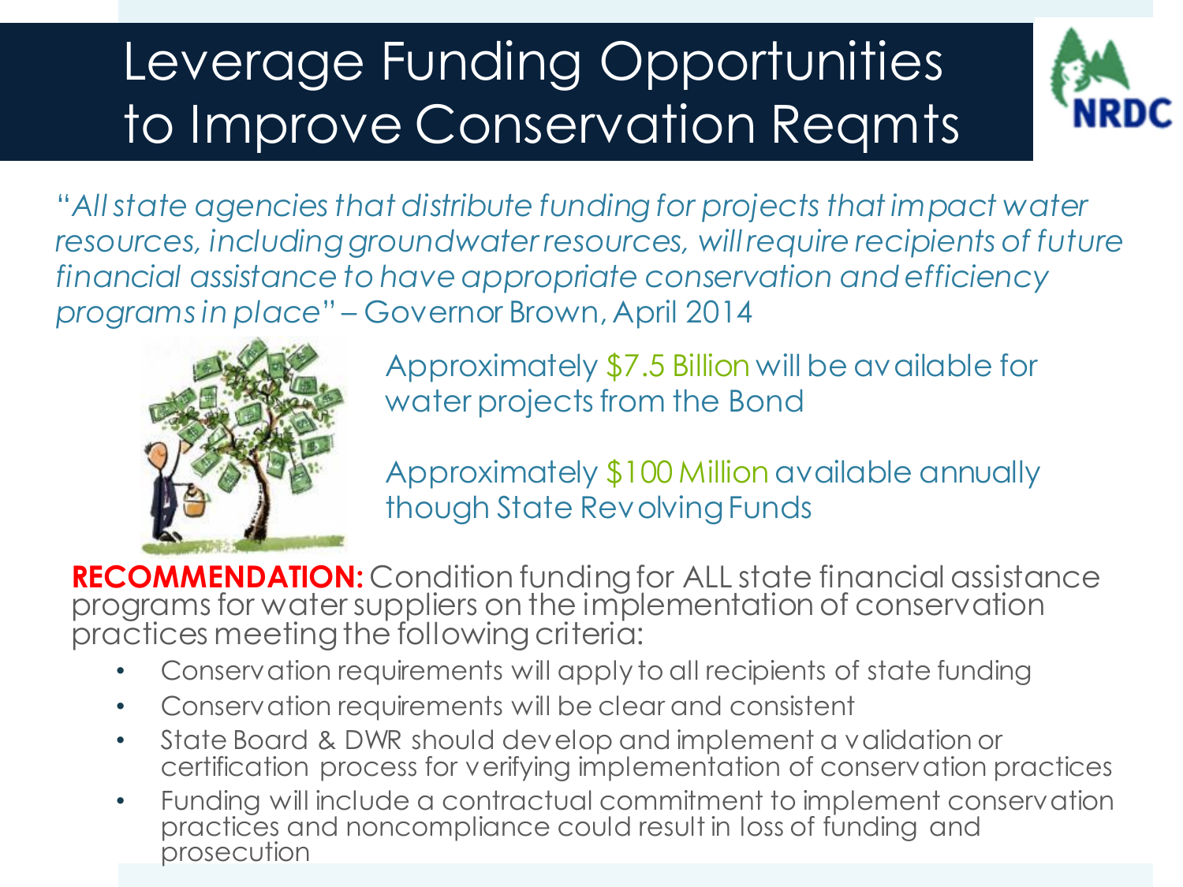# Leverage Funding Opportunities to Improve Conservation Reqmts

NRDC

*"All state agencies that distribute funding for projects that impact water resources, including groundwater resources, will require recipients of future financial assistance to have appropriate conservation and efficiency programs in place"* – Governor Brown, April 2014

Approximately $7.5 Billion will be available for water projects from the Bond

Approximately $100 Million available annually though State Revolving Funds

**RECOMMENDATION:** Condition funding for ALL state financial assistance programs for water suppliers on the implementation of conservation practices meeting the following criteria:

- Conservation requirements will apply to all recipients of state funding
- Conservation requirements will be clear and consistent
- State Board & DWR should develop and implement a validation or certification process for verifying implementation of conservation practices
- Funding will include a contractual commitment to implement conservation practices and noncompliance could result in loss of funding and prosecution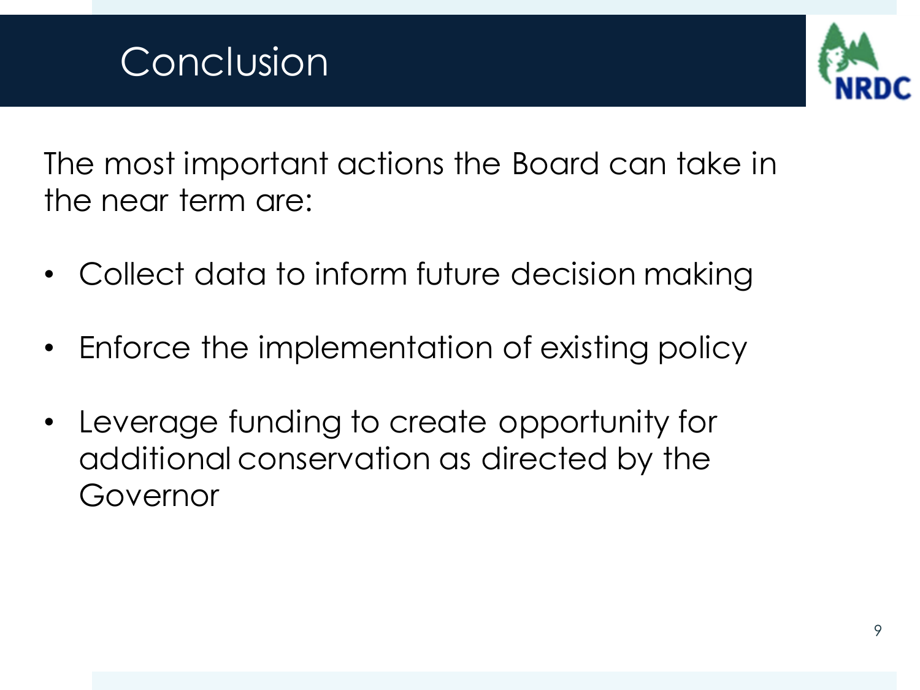# Conclusion

The most important actions the Board can take in the near term are:

- Collect data to inform future decision making
- Enforce the implementation of existing policy
- Leverage funding to create opportunity for additional conservation as directed by the Governor